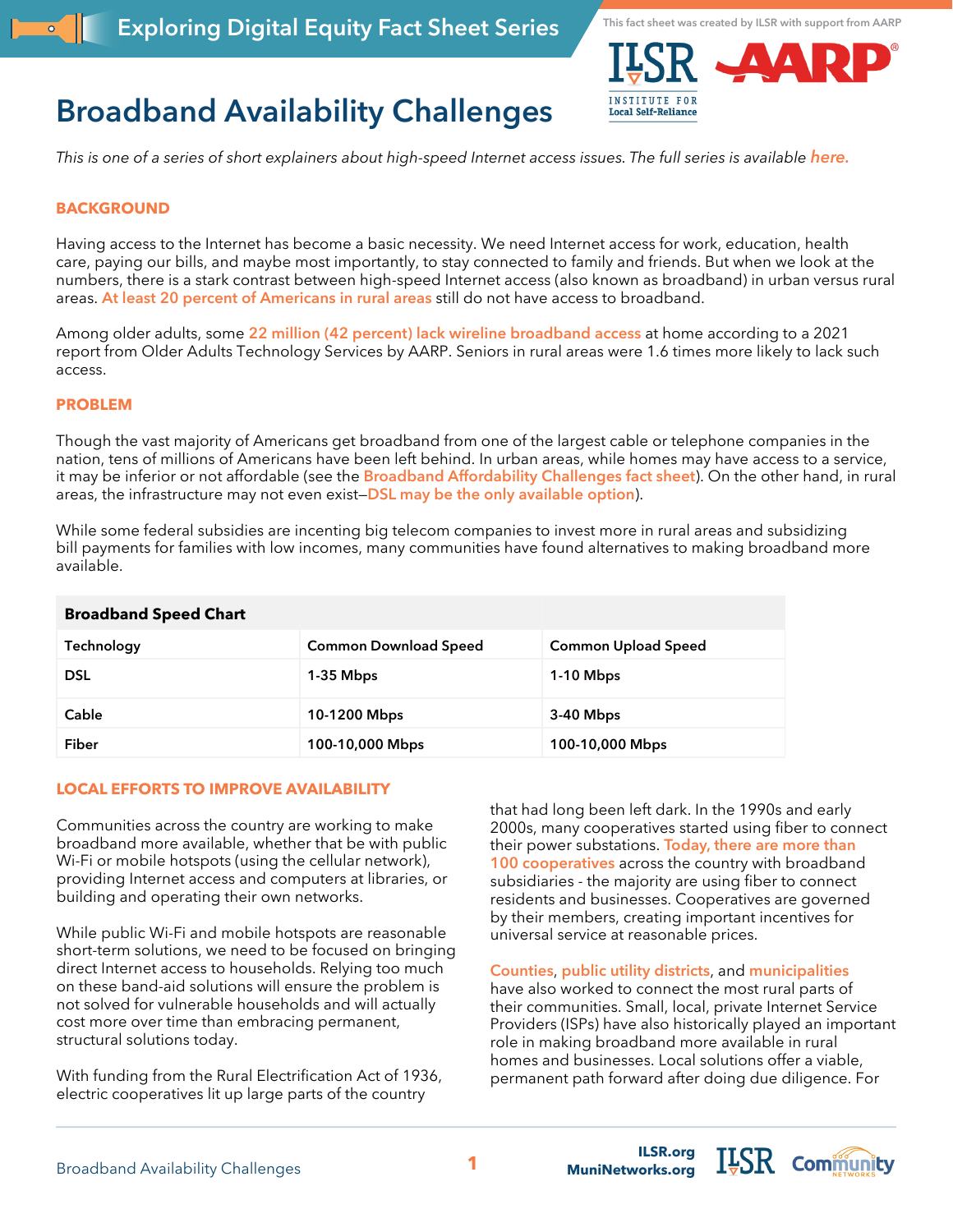Exploring Digital Equity Fact Sheet Series

This fact sheet was created by ILSR with support from AARP

# Broadband Availability Challenges

*This is one of a series of short explainers about high-speed Internet access issues. The full series is available here.*

## BACKGROUND

Having access to the Internet has become a basic necessity. We need Internet access for work, education, health care, paying our bills, and maybe most importantly, to stay connected to family and friends. But when we look at the numbers, there is a stark contrast between high-speed Internet access (also known as broadband) in urban versus rural areas. At least 20 percent of Americans in rural areas still do not have access to broadband.

Among older adults, some 22 million (42 percent) lack wireline broadband access at home according to a 2021 report from Older Adults Technology Services by AARP. Seniors in rural areas were 1.6 times more likely to lack such access.

## PROBLEM

Though the vast majority of Americans get broadband from one of the largest cable or telephone companies in the nation, tens of millions of Americans have been left behind. In urban areas, while homes may have access to a service, it may be inferior or not affordable (see the Broadband Affordability Challenges fact sheet). On the other hand, in rural areas, the infrastructure may not even exist—DSL may be the only available option).

While some federal subsidies are incenting big telecom companies to invest more in rural areas and subsidizing bill payments for families with low incomes, many communities have found alternatives to making broadband more available.

| Broadband Speed Chart | | |
|---|---|---|
| **Technology** | **Common Download Speed** | **Common Upload Speed** |
| **DSL** | **1-35 Mbps** | **1-10 Mbps** |
| **Cable** | **10-1200 Mbps** | **3-40 Mbps** |
| **Fiber** | **100-10,000 Mbps** | **100-10,000 Mbps** |

## LOCAL EFFORTS TO IMPROVE AVAILABILITY

Communities across the country are working to make broadband more available, whether that be with public Wi-Fi or mobile hotspots (using the cellular network), providing Internet access and computers at libraries, or building and operating their own networks.

While public Wi-Fi and mobile hotspots are reasonable short-term solutions, we need to be focused on bringing direct Internet access to households. Relying too much on these band-aid solutions will ensure the problem is not solved for vulnerable households and will actually cost more over time than embracing permanent, structural solutions today.

With funding from the Rural Electrification Act of 1936, electric cooperatives lit up large parts of the country that had long been left dark. In the 1990s and early 2000s, many cooperatives started using fiber to connect their power substations. Today, there are more than 100 cooperatives across the country with broadband subsidiaries - the majority are using fiber to connect residents and businesses. Cooperatives are governed by their members, creating important incentives for universal service at reasonable prices.

Counties, public utility districts, and municipalities have also worked to connect the most rural parts of their communities. Small, local, private Internet Service Providers (ISPs) have also historically played an important role in making broadband more available in rural homes and businesses. Local solutions offer a viable, permanent path forward after doing due diligence. For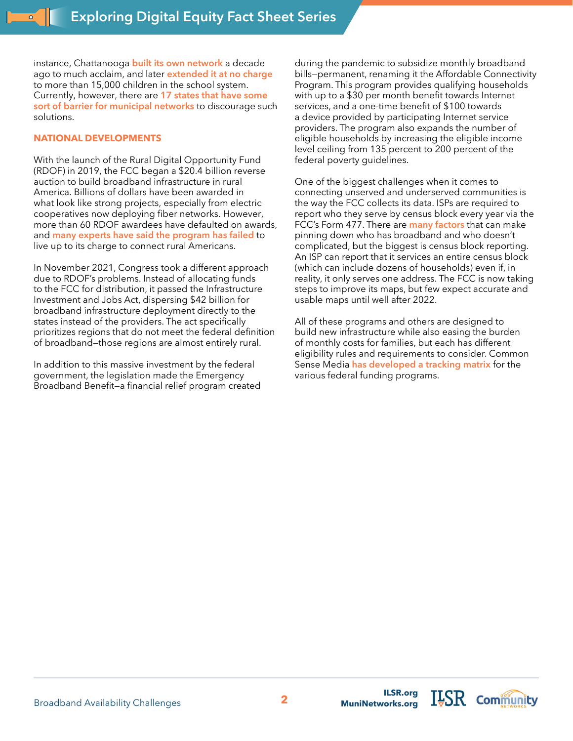instance, Chattanooga built its own network a decade ago to much acclaim, and later extended it at no charge to more than 15,000 children in the school system. Currently, however, there are 17 states that have some sort of barrier for municipal networks to discourage such solutions.

## NATIONAL DEVELOPMENTS

With the launch of the Rural Digital Opportunity Fund (RDOF) in 2019, the FCC began a $20.4 billion reverse auction to build broadband infrastructure in rural America. Billions of dollars have been awarded in what look like strong projects, especially from electric cooperatives now deploying fiber networks. However, more than 60 RDOF awardees have defaulted on awards, and many experts have said the program has failed to live up to its charge to connect rural Americans.

In November 2021, Congress took a different approach due to RDOF's problems. Instead of allocating funds to the FCC for distribution, it passed the Infrastructure Investment and Jobs Act, dispersing $42 billion for broadband infrastructure deployment directly to the states instead of the providers. The act specifically prioritizes regions that do not meet the federal definition of broadband—those regions are almost entirely rural.

In addition to this massive investment by the federal government, the legislation made the Emergency Broadband Benefit—a financial relief program created during the pandemic to subsidize monthly broadband bills—permanent, renaming it the Affordable Connectivity Program. This program provides qualifying households with up to a $30 per month benefit towards Internet services, and a one-time benefit of $100 towards a device provided by participating Internet service providers. The program also expands the number of eligible households by increasing the eligible income level ceiling from 135 percent to 200 percent of the federal poverty guidelines.

One of the biggest challenges when it comes to connecting unserved and underserved communities is the way the FCC collects its data. ISPs are required to report who they serve by census block every year via the FCC's Form 477. There are many factors that can make pinning down who has broadband and who doesn't complicated, but the biggest is census block reporting. An ISP can report that it services an entire census block (which can include dozens of households) even if, in reality, it only serves one address. The FCC is now taking steps to improve its maps, but few expect accurate and usable maps until well after 2022.

All of these programs and others are designed to build new infrastructure while also easing the burden of monthly costs for families, but each has different eligibility rules and requirements to consider. Common Sense Media has developed a tracking matrix for the various federal funding programs.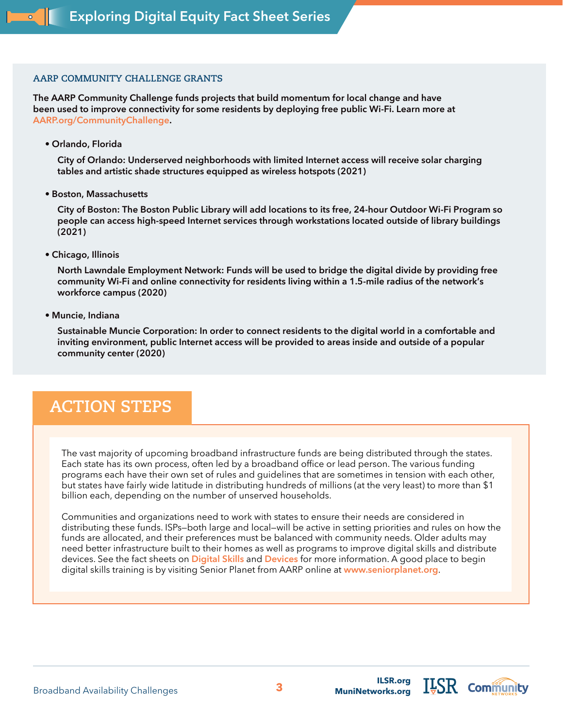## AARP COMMUNITY CHALLENGE GRANTS

**The AARP Community Challenge funds projects that build momentum for local change and have been used to improve connectivity for some residents by deploying free public Wi-Fi. Learn more at AARP.org/CommunityChallenge.**

- **Orlando, Florida**

  **City of Orlando: Underserved neighborhoods with limited Internet access will receive solar charging tables and artistic shade structures equipped as wireless hotspots (2021)**

- **Boston, Massachusetts**

  **City of Boston: The Boston Public Library will add locations to its free, 24-hour Outdoor Wi-Fi Program so people can access high-speed Internet services through workstations located outside of library buildings (2021)**

- **Chicago, Illinois**

  **North Lawndale Employment Network: Funds will be used to bridge the digital divide by providing free community Wi-Fi and online connectivity for residents living within a 1.5-mile radius of the network's workforce campus (2020)**

- **Muncie, Indiana**

  **Sustainable Muncie Corporation: In order to connect residents to the digital world in a comfortable and inviting environment, public Internet access will be provided to areas inside and outside of a popular community center (2020)**

## ACTION STEPS

The vast majority of upcoming broadband infrastructure funds are being distributed through the states. Each state has its own process, often led by a broadband office or lead person. The various funding programs each have their own set of rules and guidelines that are sometimes in tension with each other, but states have fairly wide latitude in distributing hundreds of millions (at the very least) to more than $1 billion each, depending on the number of unserved households.

Communities and organizations need to work with states to ensure their needs are considered in distributing these funds. ISPs—both large and local—will be active in setting priorities and rules on how the funds are allocated, and their preferences must be balanced with community needs. Older adults may need better infrastructure built to their homes as well as programs to improve digital skills and distribute devices. See the fact sheets on Digital Skills and Devices for more information. A good place to begin digital skills training is by visiting Senior Planet from AARP online at www.seniorplanet.org.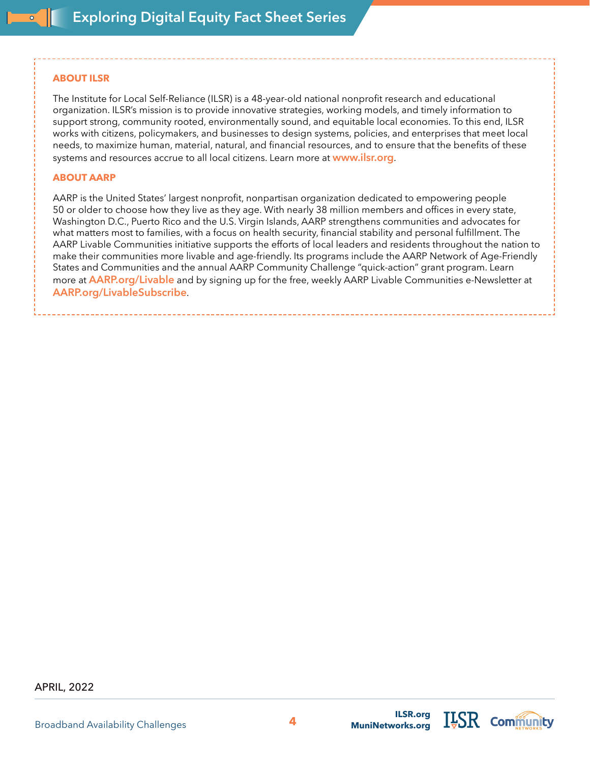## ABOUT ILSR

The Institute for Local Self-Reliance (ILSR) is a 48-year-old national nonprofit research and educational organization. ILSR's mission is to provide innovative strategies, working models, and timely information to support strong, community rooted, environmentally sound, and equitable local economies. To this end, ILSR works with citizens, policymakers, and businesses to design systems, policies, and enterprises that meet local needs, to maximize human, material, natural, and financial resources, and to ensure that the benefits of these systems and resources accrue to all local citizens. Learn more at **www.ilsr.org**.

## ABOUT AARP

AARP is the United States' largest nonprofit, nonpartisan organization dedicated to empowering people 50 or older to choose how they live as they age. With nearly 38 million members and offices in every state, Washington D.C., Puerto Rico and the U.S. Virgin Islands, AARP strengthens communities and advocates for what matters most to families, with a focus on health security, financial stability and personal fulfillment. The AARP Livable Communities initiative supports the efforts of local leaders and residents throughout the nation to make their communities more livable and age-friendly. Its programs include the AARP Network of Age-Friendly States and Communities and the annual AARP Community Challenge "quick-action" grant program. Learn more at **AARP.org/Livable** and by signing up for the free, weekly AARP Livable Communities e-Newsletter at **AARP.org/LivableSubscribe**.

APRIL, 2022